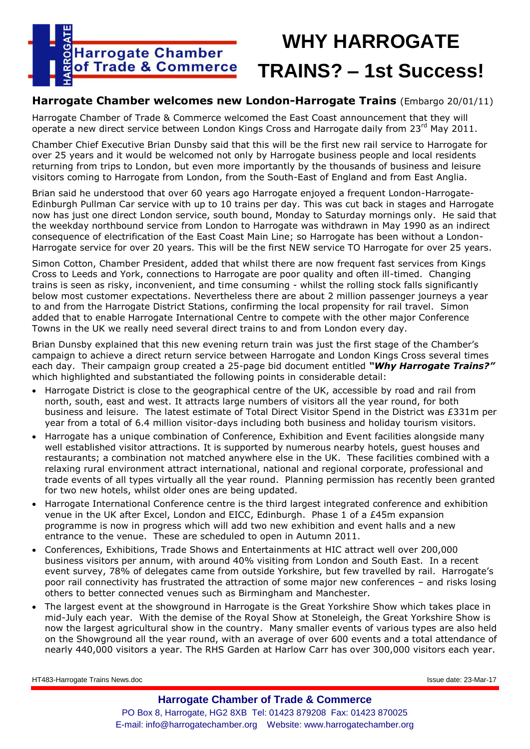Harrogate Chamber of Trade & Commerce

# WHY HARROGATE TRAINS? – 1st Success!

## Harrogate Chamber welcomes new London-Harrogate Trains (Embargo 20/01/11)

Harrogate Chamber of Trade & Commerce welcomed the East Coast announcement that they will operate a new direct service between London Kings Cross and Harrogate daily from 23rd May 2011.

Chamber Chief Executive Brian Dunsby said that this will be the first new rail service to Harrogate for over 25 years and it would be welcomed not only by Harrogate business people and local residents returning from trips to London, but even more importantly by the thousands of business and leisure visitors coming to Harrogate from London, from the South-East of England and from East Anglia.

Brian said he understood that over 60 years ago Harrogate enjoyed a frequent London-Harrogate-Edinburgh Pullman Car service with up to 10 trains per day. This was cut back in stages and Harrogate now has just one direct London service, south bound, Monday to Saturday mornings only. He said that the weekday northbound service from London to Harrogate was withdrawn in May 1990 as an indirect consequence of electrification of the East Coast Main Line; so Harrogate has been without a London-Harrogate service for over 20 years. This will be the first NEW service TO Harrogate for over 25 years.

Simon Cotton, Chamber President, added that whilst there are now frequent fast services from Kings Cross to Leeds and York, connections to Harrogate are poor quality and often ill-timed. Changing trains is seen as risky, inconvenient, and time consuming - whilst the rolling stock falls significantly below most customer expectations. Nevertheless there are about 2 million passenger journeys a year to and from the Harrogate District Stations, confirming the local propensity for rail travel. Simon added that to enable Harrogate International Centre to compete with the other major Conference Towns in the UK we really need several direct trains to and from London every day.

Brian Dunsby explained that this new evening return train was just the first stage of the Chamber's campaign to achieve a direct return service between Harrogate and London Kings Cross several times each day. Their campaign group created a 25-page bid document entitled ***"Why Harrogate Trains?"*** which highlighted and substantiated the following points in considerable detail:

- Harrogate District is close to the geographical centre of the UK, accessible by road and rail from north, south, east and west. It attracts large numbers of visitors all the year round, for both business and leisure. The latest estimate of Total Direct Visitor Spend in the District was £331m per year from a total of 6.4 million visitor-days including both business and holiday tourism visitors.
- Harrogate has a unique combination of Conference, Exhibition and Event facilities alongside many well established visitor attractions. It is supported by numerous nearby hotels, guest houses and restaurants; a combination not matched anywhere else in the UK. These facilities combined with a relaxing rural environment attract international, national and regional corporate, professional and trade events of all types virtually all the year round. Planning permission has recently been granted for two new hotels, whilst older ones are being updated.
- Harrogate International Conference centre is the third largest integrated conference and exhibition venue in the UK after Excel, London and EICC, Edinburgh. Phase 1 of a £45m expansion programme is now in progress which will add two new exhibition and event halls and a new entrance to the venue. These are scheduled to open in Autumn 2011.
- Conferences, Exhibitions, Trade Shows and Entertainments at HIC attract well over 200,000 business visitors per annum, with around 40% visiting from London and South East. In a recent event survey, 78% of delegates came from outside Yorkshire, but few travelled by rail. Harrogate's poor rail connectivity has frustrated the attraction of some major new conferences – and risks losing others to better connected venues such as Birmingham and Manchester.
- The largest event at the showground in Harrogate is the Great Yorkshire Show which takes place in mid-July each year. With the demise of the Royal Show at Stoneleigh, the Great Yorkshire Show is now the largest agricultural show in the country. Many smaller events of various types are also held on the Showground all the year round, with an average of over 600 events and a total attendance of nearly 440,000 visitors a year. The RHS Garden at Harlow Carr has over 300,000 visitors each year.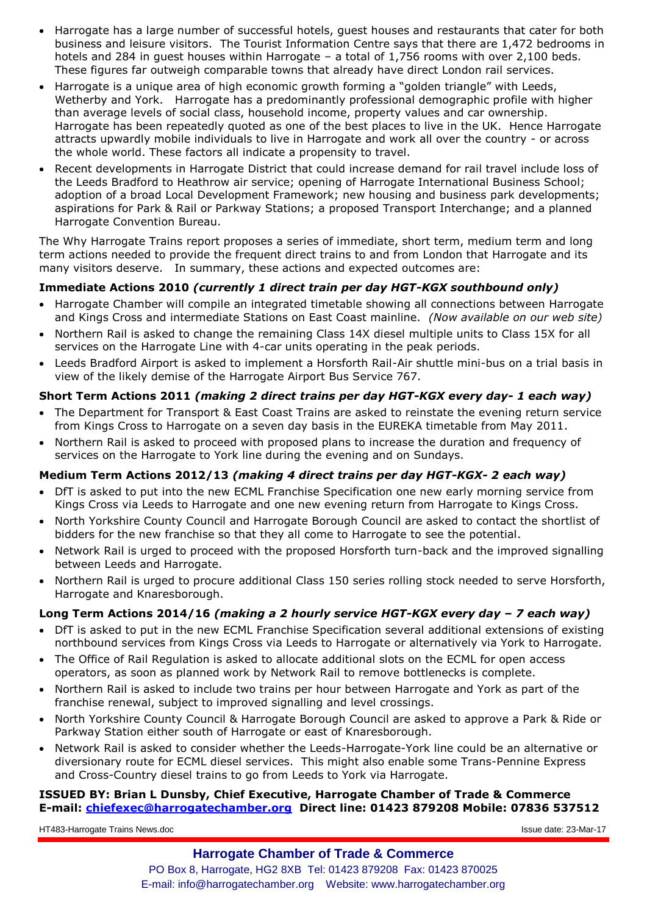- Harrogate has a large number of successful hotels, guest houses and restaurants that cater for both business and leisure visitors. The Tourist Information Centre says that there are 1,472 bedrooms in hotels and 284 in guest houses within Harrogate – a total of 1,756 rooms with over 2,100 beds. These figures far outweigh comparable towns that already have direct London rail services.
- Harrogate is a unique area of high economic growth forming a "golden triangle" with Leeds, Wetherby and York. Harrogate has a predominantly professional demographic profile with higher than average levels of social class, household income, property values and car ownership. Harrogate has been repeatedly quoted as one of the best places to live in the UK. Hence Harrogate attracts upwardly mobile individuals to live in Harrogate and work all over the country - or across the whole world. These factors all indicate a propensity to travel.
- Recent developments in Harrogate District that could increase demand for rail travel include loss of the Leeds Bradford to Heathrow air service; opening of Harrogate International Business School; adoption of a broad Local Development Framework; new housing and business park developments; aspirations for Park & Rail or Parkway Stations; a proposed Transport Interchange; and a planned Harrogate Convention Bureau.

The Why Harrogate Trains report proposes a series of immediate, short term, medium term and long term actions needed to provide the frequent direct trains to and from London that Harrogate and its many visitors deserve. In summary, these actions and expected outcomes are:

**Immediate Actions 2010** ***(currently 1 direct train per day HGT-KGX southbound only)***

- Harrogate Chamber will compile an integrated timetable showing all connections between Harrogate and Kings Cross and intermediate Stations on East Coast mainline. *(Now available on our web site)*
- Northern Rail is asked to change the remaining Class 14X diesel multiple units to Class 15X for all services on the Harrogate Line with 4-car units operating in the peak periods.
- Leeds Bradford Airport is asked to implement a Horsforth Rail-Air shuttle mini-bus on a trial basis in view of the likely demise of the Harrogate Airport Bus Service 767.

**Short Term Actions 2011** ***(making 2 direct trains per day HGT-KGX every day- 1 each way)***

- The Department for Transport & East Coast Trains are asked to reinstate the evening return service from Kings Cross to Harrogate on a seven day basis in the EUREKA timetable from May 2011.
- Northern Rail is asked to proceed with proposed plans to increase the duration and frequency of services on the Harrogate to York line during the evening and on Sundays.

**Medium Term Actions 2012/13** ***(making 4 direct trains per day HGT-KGX- 2 each way)***

- DfT is asked to put into the new ECML Franchise Specification one new early morning service from Kings Cross via Leeds to Harrogate and one new evening return from Harrogate to Kings Cross.
- North Yorkshire County Council and Harrogate Borough Council are asked to contact the shortlist of bidders for the new franchise so that they all come to Harrogate to see the potential.
- Network Rail is urged to proceed with the proposed Horsforth turn-back and the improved signalling between Leeds and Harrogate.
- Northern Rail is urged to procure additional Class 150 series rolling stock needed to serve Horsforth, Harrogate and Knaresborough.

**Long Term Actions 2014/16** ***(making a 2 hourly service HGT-KGX every day – 7 each way)***

- DfT is asked to put in the new ECML Franchise Specification several additional extensions of existing northbound services from Kings Cross via Leeds to Harrogate or alternatively via York to Harrogate.
- The Office of Rail Regulation is asked to allocate additional slots on the ECML for open access operators, as soon as planned work by Network Rail to remove bottlenecks is complete.
- Northern Rail is asked to include two trains per hour between Harrogate and York as part of the franchise renewal, subject to improved signalling and level crossings.
- North Yorkshire County Council & Harrogate Borough Council are asked to approve a Park & Ride or Parkway Station either south of Harrogate or east of Knaresborough.
- Network Rail is asked to consider whether the Leeds-Harrogate-York line could be an alternative or diversionary route for ECML diesel services. This might also enable some Trans-Pennine Express and Cross-Country diesel trains to go from Leeds to York via Harrogate.

**ISSUED BY: Brian L Dunsby, Chief Executive, Harrogate Chamber of Trade & Commerce**
**E-mail: chiefexec@harrogatechamber.org Direct line: 01423 879208 Mobile: 07836 537512**

HT483-Harrogate Trains News.doc Issue date: 23-Mar-17

**Harrogate Chamber of Trade & Commerce**
PO Box 8, Harrogate, HG2 8XB Tel: 01423 879208 Fax: 01423 870025
E-mail: info@harrogatechamber.org Website: www.harrogatechamber.org